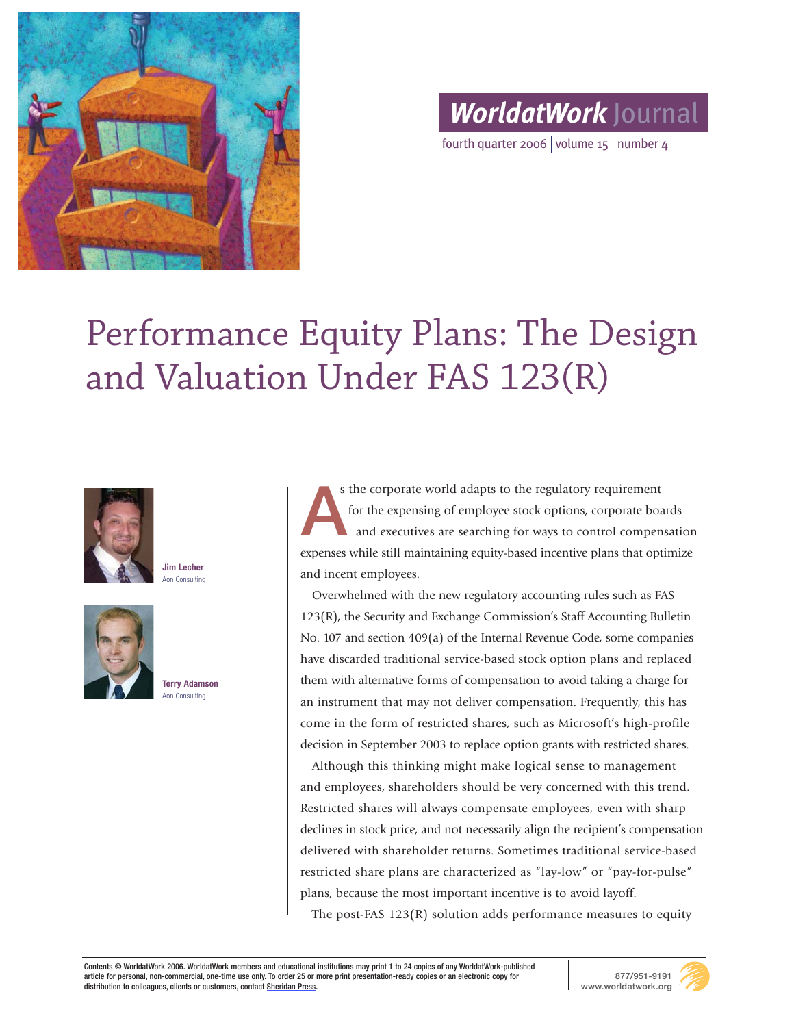WorldatWork Journal

fourth quarter 2006 | volume 15 | number 4

# Performance Equity Plans: The Design and Valuation Under FAS 123(R)

**Jim Lecher**
Aon Consulting

**Terry Adamson**
Aon Consulting

As the corporate world adapts to the regulatory requirement for the expensing of employee stock options, corporate boards and executives are searching for ways to control compensation expenses while still maintaining equity-based incentive plans that optimize and incent employees.

Overwhelmed with the new regulatory accounting rules such as FAS 123(R), the Security and Exchange Commission's Staff Accounting Bulletin No. 107 and section 409(a) of the Internal Revenue Code, some companies have discarded traditional service-based stock option plans and replaced them with alternative forms of compensation to avoid taking a charge for an instrument that may not deliver compensation. Frequently, this has come in the form of restricted shares, such as Microsoft's high-profile decision in September 2003 to replace option grants with restricted shares.

Although this thinking might make logical sense to management and employees, shareholders should be very concerned with this trend. Restricted shares will always compensate employees, even with sharp declines in stock price, and not necessarily align the recipient's compensation delivered with shareholder returns. Sometimes traditional service-based restricted share plans are characterized as "lay-low" or "pay-for-pulse" plans, because the most important incentive is to avoid layoff.

The post-FAS 123(R) solution adds performance measures to equity

Contents © WorldatWork 2006. WorldatWork members and educational institutions may print 1 to 24 copies of any WorldatWork-published article for personal, non-commercial, one-time use only. To order 25 or more print presentation-ready copies or an electronic copy for distribution to colleagues, clients or customers, contact Sheridan Press.

877/951-9191
www.worldatwork.org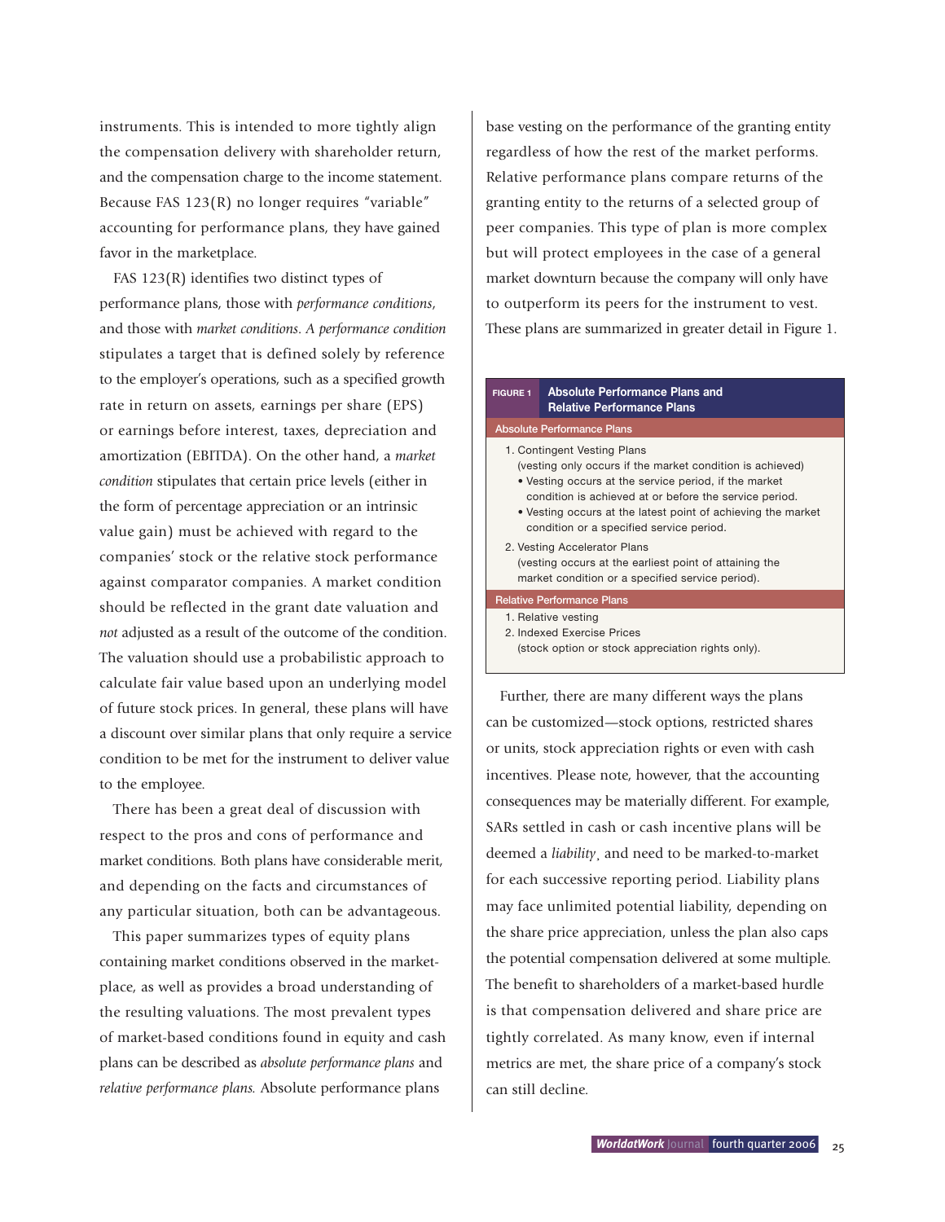instruments. This is intended to more tightly align the compensation delivery with shareholder return, and the compensation charge to the income statement. Because FAS 123(R) no longer requires "variable" accounting for performance plans, they have gained favor in the marketplace.

FAS 123(R) identifies two distinct types of performance plans, those with *performance conditions*, and those with *market conditions*. *A performance condition* stipulates a target that is defined solely by reference to the employer's operations, such as a specified growth rate in return on assets, earnings per share (EPS) or earnings before interest, taxes, depreciation and amortization (EBITDA). On the other hand, a *market condition* stipulates that certain price levels (either in the form of percentage appreciation or an intrinsic value gain) must be achieved with regard to the companies' stock or the relative stock performance against comparator companies. A market condition should be reflected in the grant date valuation and *not* adjusted as a result of the outcome of the condition. The valuation should use a probabilistic approach to calculate fair value based upon an underlying model of future stock prices. In general, these plans will have a discount over similar plans that only require a service condition to be met for the instrument to deliver value to the employee.

There has been a great deal of discussion with respect to the pros and cons of performance and market conditions. Both plans have considerable merit, and depending on the facts and circumstances of any particular situation, both can be advantageous.

This paper summarizes types of equity plans containing market conditions observed in the marketplace, as well as provides a broad understanding of the resulting valuations. The most prevalent types of market-based conditions found in equity and cash plans can be described as *absolute performance plans* and *relative performance plans.* Absolute performance plans base vesting on the performance of the granting entity regardless of how the rest of the market performs. Relative performance plans compare returns of the granting entity to the returns of a selected group of peer companies. This type of plan is more complex but will protect employees in the case of a general market downturn because the company will only have to outperform its peers for the instrument to vest. These plans are summarized in greater detail in Figure 1.

**FIGURE 1 Absolute Performance Plans and Relative Performance Plans**

**Absolute Performance Plans**

1. Contingent Vesting Plans
   (vesting only occurs if the market condition is achieved)
   - Vesting occurs at the service period, if the market condition is achieved at or before the service period.
   - Vesting occurs at the latest point of achieving the market condition or a specified service period.
2. Vesting Accelerator Plans
   (vesting occurs at the earliest point of attaining the market condition or a specified service period).

**Relative Performance Plans**

1. Relative vesting
2. Indexed Exercise Prices
   (stock option or stock appreciation rights only).

Further, there are many different ways the plans can be customized—stock options, restricted shares or units, stock appreciation rights or even with cash incentives. Please note, however, that the accounting consequences may be materially different. For example, SARs settled in cash or cash incentive plans will be deemed a *liability*, and need to be marked-to-market for each successive reporting period. Liability plans may face unlimited potential liability, depending on the share price appreciation, unless the plan also caps the potential compensation delivered at some multiple. The benefit to shareholders of a market-based hurdle is that compensation delivered and share price are tightly correlated. As many know, even if internal metrics are met, the share price of a company's stock can still decline.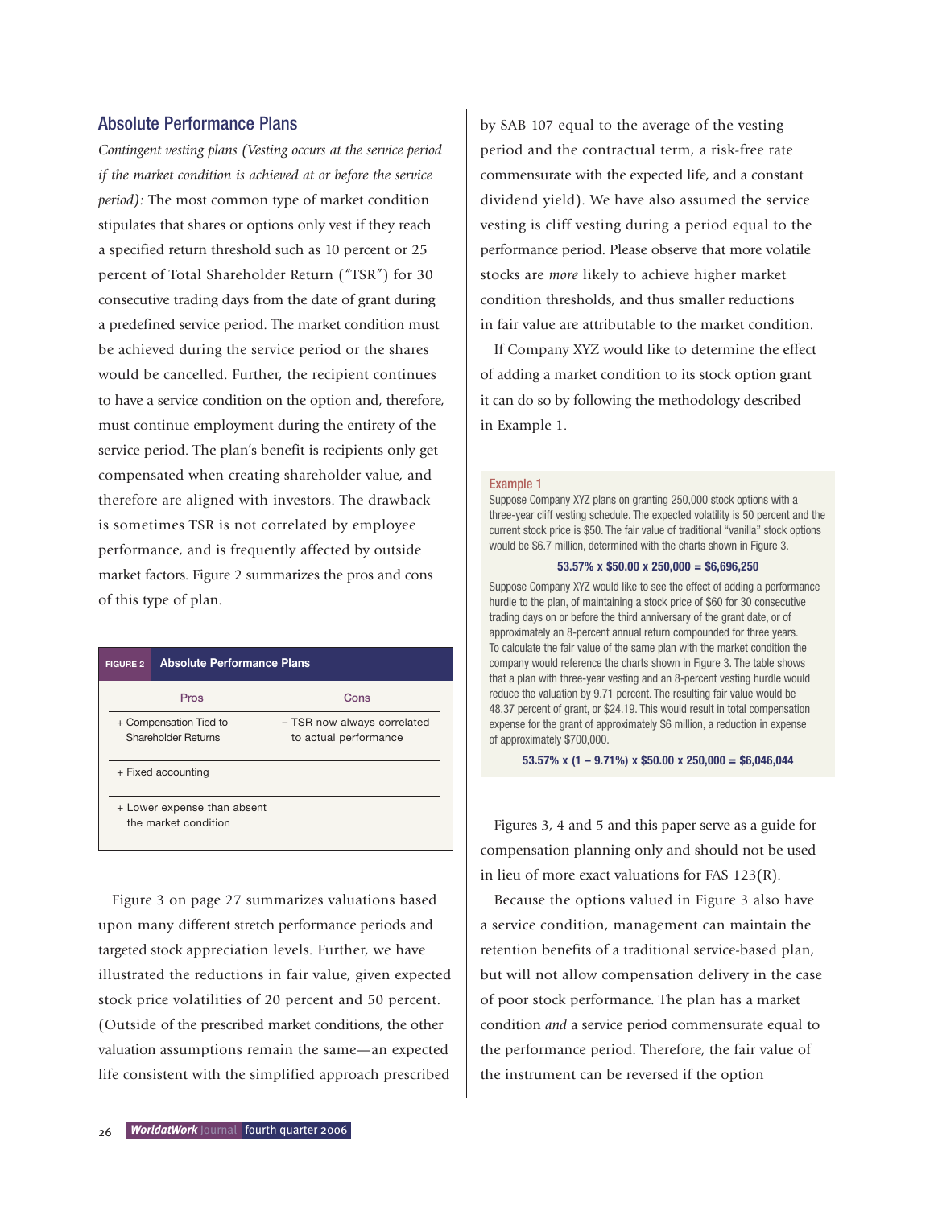## Absolute Performance Plans

*Contingent vesting plans (Vesting occurs at the service period if the market condition is achieved at or before the service period):* The most common type of market condition stipulates that shares or options only vest if they reach a specified return threshold such as 10 percent or 25 percent of Total Shareholder Return ("TSR") for 30 consecutive trading days from the date of grant during a predefined service period. The market condition must be achieved during the service period or the shares would be cancelled. Further, the recipient continues to have a service condition on the option and, therefore, must continue employment during the entirety of the service period. The plan's benefit is recipients only get compensated when creating shareholder value, and therefore are aligned with investors. The drawback is sometimes TSR is not correlated by employee performance, and is frequently affected by outside market factors. Figure 2 summarizes the pros and cons of this type of plan.

**FIGURE 2 Absolute Performance Plans**

| Pros | Cons |
|---|---|
| + Compensation Tied to Shareholder Returns | – TSR now always correlated to actual performance |
| + Fixed accounting | |
| + Lower expense than absent the market condition | |

Figure 3 on page 27 summarizes valuations based upon many different stretch performance periods and targeted stock appreciation levels. Further, we have illustrated the reductions in fair value, given expected stock price volatilities of 20 percent and 50 percent. (Outside of the prescribed market conditions, the other valuation assumptions remain the same—an expected life consistent with the simplified approach prescribed by SAB 107 equal to the average of the vesting period and the contractual term, a risk-free rate commensurate with the expected life, and a constant dividend yield). We have also assumed the service vesting is cliff vesting during a period equal to the performance period. Please observe that more volatile stocks are *more* likely to achieve higher market condition thresholds, and thus smaller reductions in fair value are attributable to the market condition.

If Company XYZ would like to determine the effect of adding a market condition to its stock option grant it can do so by following the methodology described in Example 1.

### Example 1

Suppose Company XYZ plans on granting 250,000 stock options with a three-year cliff vesting schedule. The expected volatility is 50 percent and the current stock price is $50. The fair value of traditional "vanilla" stock options would be $6.7 million, determined with the charts shown in Figure 3.

$$53.57\% \times \$50.00 \times 250{,}000 = \$6{,}696{,}250$$

Suppose Company XYZ would like to see the effect of adding a performance hurdle to the plan, of maintaining a stock price of $60 for 30 consecutive trading days on or before the third anniversary of the grant date, or of approximately an 8-percent annual return compounded for three years. To calculate the fair value of the same plan with the market condition the company would reference the charts shown in Figure 3. The table shows that a plan with three-year vesting and an 8-percent vesting hurdle would reduce the valuation by 9.71 percent. The resulting fair value would be 48.37 percent of grant, or $24.19. This would result in total compensation expense for the grant of approximately $6 million, a reduction in expense of approximately $700,000.

$$53.57\% \times (1 - 9.71\%) \times \$50.00 \times 250{,}000 = \$6{,}046{,}044$$

Figures 3, 4 and 5 and this paper serve as a guide for compensation planning only and should not be used in lieu of more exact valuations for FAS 123(R).

Because the options valued in Figure 3 also have a service condition, management can maintain the retention benefits of a traditional service-based plan, but will not allow compensation delivery in the case of poor stock performance. The plan has a market condition *and* a service period commensurate equal to the performance period. Therefore, the fair value of the instrument can be reversed if the option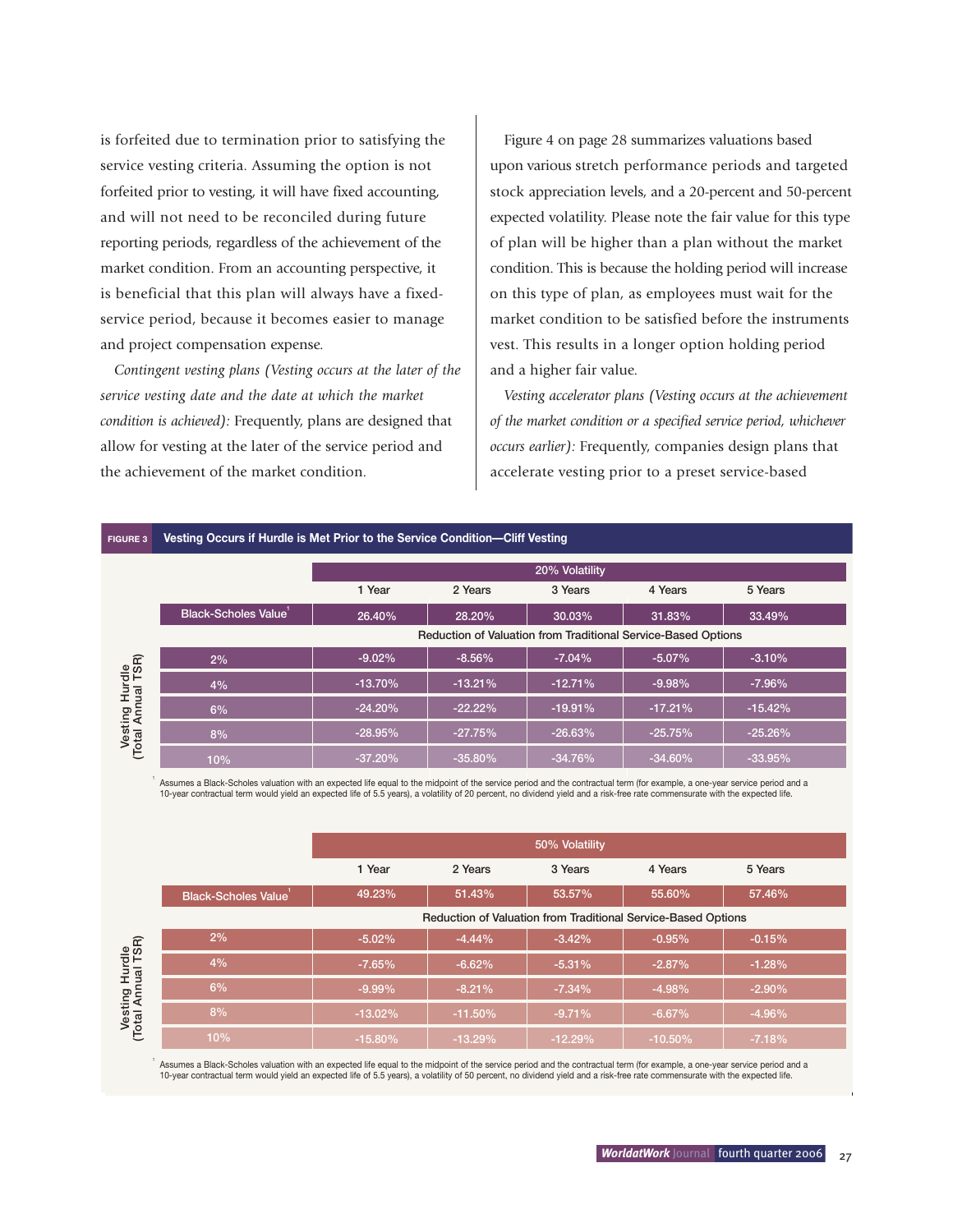is forfeited due to termination prior to satisfying the service vesting criteria. Assuming the option is not forfeited prior to vesting, it will have fixed accounting, and will not need to be reconciled during future reporting periods, regardless of the achievement of the market condition. From an accounting perspective, it is beneficial that this plan will always have a fixed-service period, because it becomes easier to manage and project compensation expense.

*Contingent vesting plans (Vesting occurs at the later of the service vesting date and the date at which the market condition is achieved):* Frequently, plans are designed that allow for vesting at the later of the service period and the achievement of the market condition.

Figure 4 on page 28 summarizes valuations based upon various stretch performance periods and targeted stock appreciation levels, and a 20-percent and 50-percent expected volatility. Please note the fair value for this type of plan will be higher than a plan without the market condition. This is because the holding period will increase on this type of plan, as employees must wait for the market condition to be satisfied before the instruments vest. This results in a longer option holding period and a higher fair value.

*Vesting accelerator plans (Vesting occurs at the achievement of the market condition or a specified service period, whichever occurs earlier):* Frequently, companies design plans that accelerate vesting prior to a preset service-based

**FIGURE 3 Vesting Occurs if Hurdle is Met Prior to the Service Condition—Cliff Vesting**

| | 20% Volatility | | | | |
|---|---|---|---|---|---|
| | 1 Year | 2 Years | 3 Years | 4 Years | 5 Years |
| Black-Scholes Value[1] | 26.40% | 28.20% | 30.03% | 31.83% | 33.49% |
| **Vesting Hurdle (Total Annual TSR)** | Reduction of Valuation from Traditional Service-Based Options | | | | |
| 2% | -9.02% | -8.56% | -7.04% | -5.07% | -3.10% |
| 4% | -13.70% | -13.21% | -12.71% | -9.98% | -7.96% |
| 6% | -24.20% | -22.22% | -19.91% | -17.21% | -15.42% |
| 8% | -28.95% | -27.75% | -26.63% | -25.75% | -25.26% |
| 10% | -37.20% | -35.80% | -34.76% | -34.60% | -33.95% |

[1] Assumes a Black-Scholes valuation with an expected life equal to the midpoint of the service period and the contractual term (for example, a one-year service period and a 10-year contractual term would yield an expected life of 5.5 years), a volatility of 20 percent, no dividend yield and a risk-free rate commensurate with the expected life.

| | 50% Volatility | | | | |
|---|---|---|---|---|---|
| | 1 Year | 2 Years | 3 Years | 4 Years | 5 Years |
| Black-Scholes Value[1] | 49.23% | 51.43% | 53.57% | 55.60% | 57.46% |
| **Vesting Hurdle (Total Annual TSR)** | Reduction of Valuation from Traditional Service-Based Options | | | | |
| 2% | -5.02% | -4.44% | -3.42% | -0.95% | -0.15% |
| 4% | -7.65% | -6.62% | -5.31% | -2.87% | -1.28% |
| 6% | -9.99% | -8.21% | -7.34% | -4.98% | -2.90% |
| 8% | -13.02% | -11.50% | -9.71% | -6.67% | -4.96% |
| 10% | -15.80% | -13.29% | -12.29% | -10.50% | -7.18% |

[1] Assumes a Black-Scholes valuation with an expected life equal to the midpoint of the service period and the contractual term (for example, a one-year service period and a 10-year contractual term would yield an expected life of 5.5 years), a volatility of 50 percent, no dividend yield and a risk-free rate commensurate with the expected life.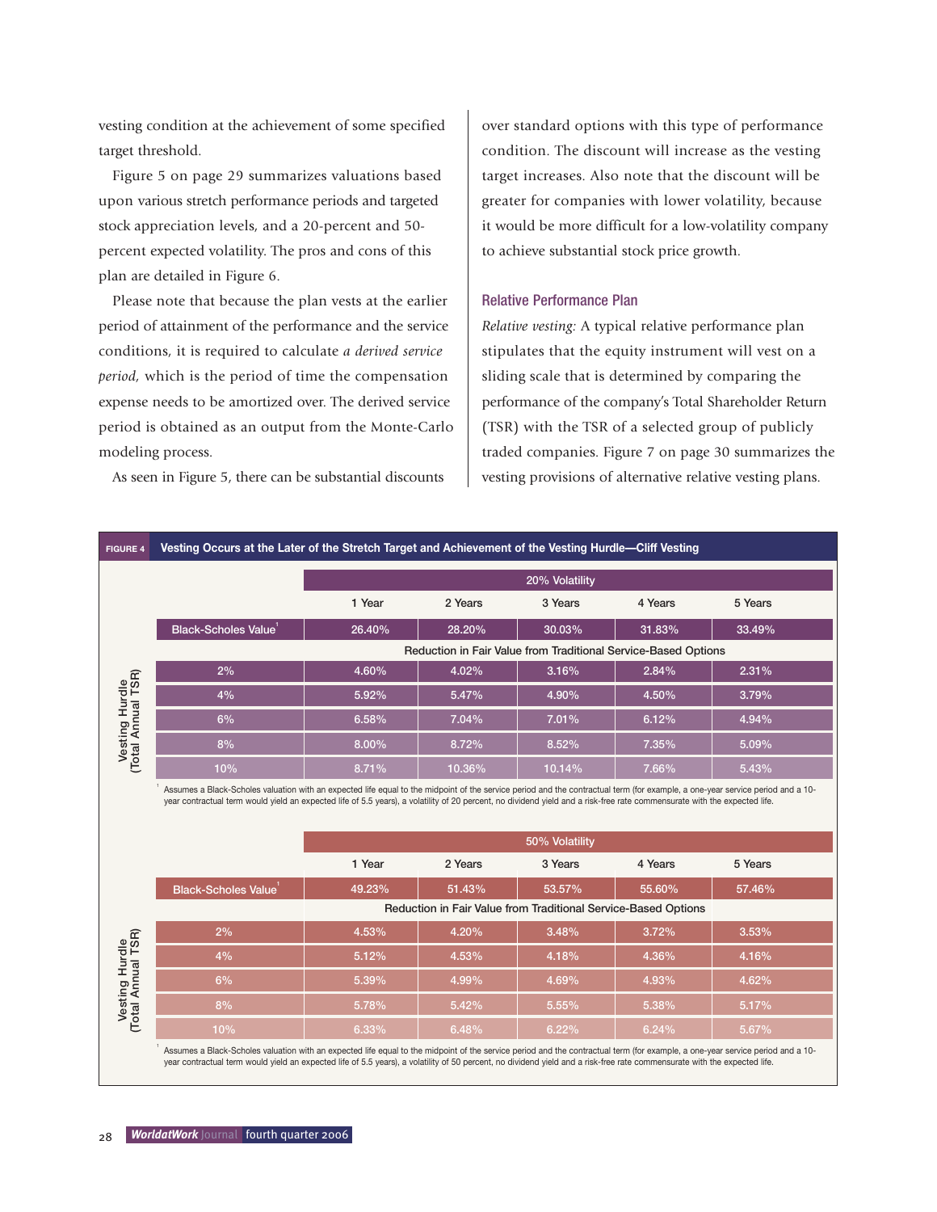vesting condition at the achievement of some specified target threshold.

Figure 5 on page 29 summarizes valuations based upon various stretch performance periods and targeted stock appreciation levels, and a 20-percent and 50-percent expected volatility. The pros and cons of this plan are detailed in Figure 6.

Please note that because the plan vests at the earlier period of attainment of the performance and the service conditions, it is required to calculate *a derived service period,* which is the period of time the compensation expense needs to be amortized over. The derived service period is obtained as an output from the Monte-Carlo modeling process.

As seen in Figure 5, there can be substantial discounts over standard options with this type of performance condition. The discount will increase as the vesting target increases. Also note that the discount will be greater for companies with lower volatility, because it would be more difficult for a low-volatility company to achieve substantial stock price growth.

### Relative Performance Plan

*Relative vesting:* A typical relative performance plan stipulates that the equity instrument will vest on a sliding scale that is determined by comparing the performance of the company's Total Shareholder Return (TSR) with the TSR of a selected group of publicly traded companies. Figure 7 on page 30 summarizes the vesting provisions of alternative relative vesting plans.

**FIGURE 4 Vesting Occurs at the Later of the Stretch Target and Achievement of the Vesting Hurdle—Cliff Vesting**

| | 20% Volatility | | | | |
|---|---|---|---|---|---|
| | 1 Year | 2 Years | 3 Years | 4 Years | 5 Years |
| Black-Scholes Value[1] | 26.40% | 28.20% | 30.03% | 31.83% | 33.49% |
| **Vesting Hurdle (Total Annual TSR)** | Reduction in Fair Value from Traditional Service-Based Options | | | | |
| 2% | 4.60% | 4.02% | 3.16% | 2.84% | 2.31% |
| 4% | 5.92% | 5.47% | 4.90% | 4.50% | 3.79% |
| 6% | 6.58% | 7.04% | 7.01% | 6.12% | 4.94% |
| 8% | 8.00% | 8.72% | 8.52% | 7.35% | 5.09% |
| 10% | 8.71% | 10.36% | 10.14% | 7.66% | 5.43% |

[1] Assumes a Black-Scholes valuation with an expected life equal to the midpoint of the service period and the contractual term (for example, a one-year service period and a 10-year contractual term would yield an expected life of 5.5 years), a volatility of 20 percent, no dividend yield and a risk-free rate commensurate with the expected life.

| | 50% Volatility | | | | |
|---|---|---|---|---|---|
| | 1 Year | 2 Years | 3 Years | 4 Years | 5 Years |
| Black-Scholes Value[1] | 49.23% | 51.43% | 53.57% | 55.60% | 57.46% |
| **Vesting Hurdle (Total Annual TSR)** | Reduction in Fair Value from Traditional Service-Based Options | | | | |
| 2% | 4.53% | 4.20% | 3.48% | 3.72% | 3.53% |
| 4% | 5.12% | 4.53% | 4.18% | 4.36% | 4.16% |
| 6% | 5.39% | 4.99% | 4.69% | 4.93% | 4.62% |
| 8% | 5.78% | 5.42% | 5.55% | 5.38% | 5.17% |
| 10% | 6.33% | 6.48% | 6.22% | 6.24% | 5.67% |

[1] Assumes a Black-Scholes valuation with an expected life equal to the midpoint of the service period and the contractual term (for example, a one-year service period and a 10-year contractual term would yield an expected life of 5.5 years), a volatility of 50 percent, no dividend yield and a risk-free rate commensurate with the expected life.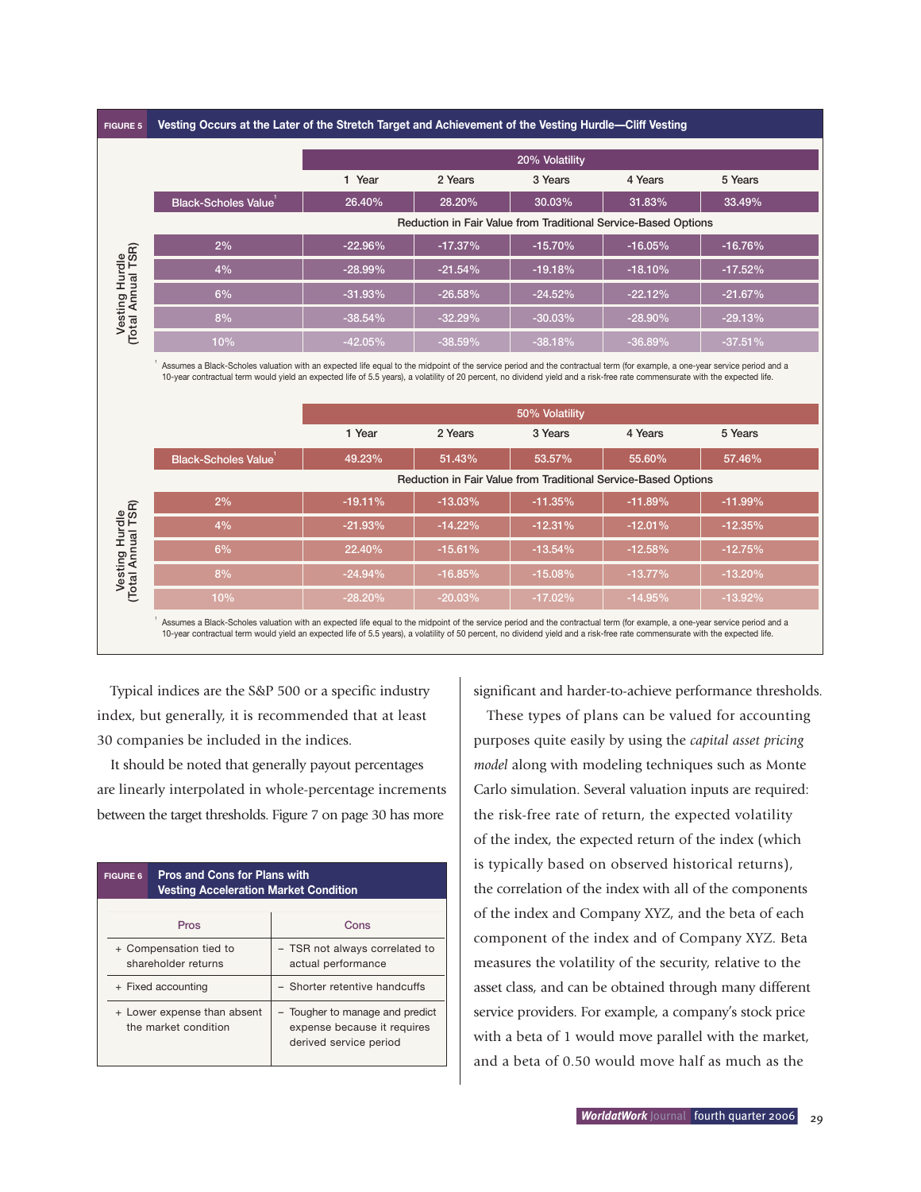**FIGURE 5 Vesting Occurs at the Later of the Stretch Target and Achievement of the Vesting Hurdle—Cliff Vesting**

| | | 20% Volatility | | | | |
|---|---|---|---|---|---|---|
| | | 1 Year | 2 Years | 3 Years | 4 Years | 5 Years |
| | Black-Scholes Value[1] | 26.40% | 28.20% | 30.03% | 31.83% | 33.49% |
| | | Reduction in Fair Value from Traditional Service-Based Options | | | | |
| Vesting Hurdle (Total Annual TSR) | 2% | -22.96% | -17.37% | -15.70% | -16.05% | -16.76% |
| | 4% | -28.99% | -21.54% | -19.18% | -18.10% | -17.52% |
| | 6% | -31.93% | -26.58% | -24.52% | -22.12% | -21.67% |
| | 8% | -38.54% | -32.29% | -30.03% | -28.90% | -29.13% |
| | 10% | -42.05% | -38.59% | -38.18% | -36.89% | -37.51% |

[1] Assumes a Black-Scholes valuation with an expected life equal to the midpoint of the service period and the contractual term (for example, a one-year service period and a 10-year contractual term would yield an expected life of 5.5 years), a volatility of 20 percent, no dividend yield and a risk-free rate commensurate with the expected life.

| | | 50% Volatility | | | | |
|---|---|---|---|---|---|---|
| | | 1 Year | 2 Years | 3 Years | 4 Years | 5 Years |
| | Black-Scholes Value[1] | 49.23% | 51.43% | 53.57% | 55.60% | 57.46% |
| | | Reduction in Fair Value from Traditional Service-Based Options | | | | |
| Vesting Hurdle (Total Annual TSR) | 2% | -19.11% | -13.03% | -11.35% | -11.89% | -11.99% |
| | 4% | -21.93% | -14.22% | -12.31% | -12.01% | -12.35% |
| | 6% | 22.40% | -15.61% | -13.54% | -12.58% | -12.75% |
| | 8% | -24.94% | -16.85% | -15.08% | -13.77% | -13.20% |
| | 10% | -28.20% | -20.03% | -17.02% | -14.95% | -13.92% |

[1] Assumes a Black-Scholes valuation with an expected life equal to the midpoint of the service period and the contractual term (for example, a one-year service period and a 10-year contractual term would yield an expected life of 5.5 years), a volatility of 50 percent, no dividend yield and a risk-free rate commensurate with the expected life.

Typical indices are the S&P 500 or a specific industry index, but generally, it is recommended that at least 30 companies be included in the indices.

It should be noted that generally payout percentages are linearly interpolated in whole-percentage increments between the target thresholds. Figure 7 on page 30 has more

**FIGURE 6 Pros and Cons for Plans with Vesting Acceleration Market Condition**

| Pros | Cons |
|---|---|
| + Compensation tied to shareholder returns | – TSR not always correlated to actual performance |
| + Fixed accounting | – Shorter retentive handcuffs |
| + Lower expense than absent the market condition | – Tougher to manage and predict expense because it requires derived service period |

significant and harder-to-achieve performance thresholds.

These types of plans can be valued for accounting purposes quite easily by using the *capital asset pricing model* along with modeling techniques such as Monte Carlo simulation. Several valuation inputs are required: the risk-free rate of return, the expected volatility of the index, the expected return of the index (which is typically based on observed historical returns), the correlation of the index with all of the components of the index and Company XYZ, and the beta of each component of the index and of Company XYZ. Beta measures the volatility of the security, relative to the asset class, and can be obtained through many different service providers. For example, a company's stock price with a beta of 1 would move parallel with the market, and a beta of 0.50 would move half as much as the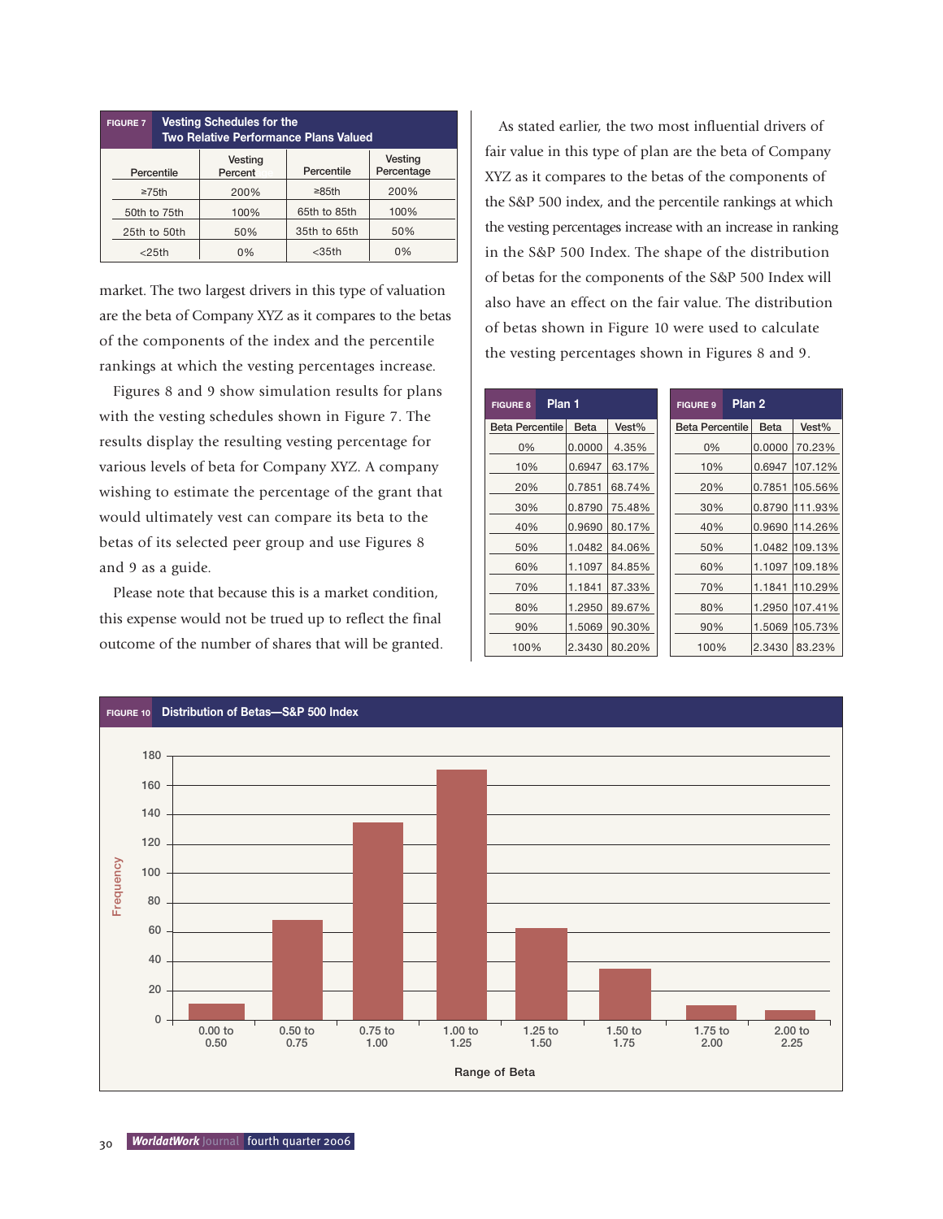**FIGURE 7 Vesting Schedules for the Two Relative Performance Plans Valued**

| Percentile | Vesting Percent | Percentile | Vesting Percentage |
|---|---|---|---|
| ≥75th | 200% | ≥85th | 200% |
| 50th to 75th | 100% | 65th to 85th | 100% |
| 25th to 50th | 50% | 35th to 65th | 50% |
| <25th | 0% | <35th | 0% |

market. The two largest drivers in this type of valuation are the beta of Company XYZ as it compares to the betas of the components of the index and the percentile rankings at which the vesting percentages increase.

Figures 8 and 9 show simulation results for plans with the vesting schedules shown in Figure 7. The results display the resulting vesting percentage for various levels of beta for Company XYZ. A company wishing to estimate the percentage of the grant that would ultimately vest can compare its beta to the betas of its selected peer group and use Figures 8 and 9 as a guide.

Please note that because this is a market condition, this expense would not be trued up to reflect the final outcome of the number of shares that will be granted.

As stated earlier, the two most influential drivers of fair value in this type of plan are the beta of Company XYZ as it compares to the betas of the components of the S&P 500 index, and the percentile rankings at which the vesting percentages increase with an increase in ranking in the S&P 500 Index. The shape of the distribution of betas for the components of the S&P 500 Index will also have an effect on the fair value. The distribution of betas shown in Figure 10 were used to calculate the vesting percentages shown in Figures 8 and 9.

**FIGURE 8 Plan 1**

| Beta Percentile | Beta | Vest% |
|---|---|---|
| 0% | 0.0000 | 4.35% |
| 10% | 0.6947 | 63.17% |
| 20% | 0.7851 | 68.74% |
| 30% | 0.8790 | 75.48% |
| 40% | 0.9690 | 80.17% |
| 50% | 1.0482 | 84.06% |
| 60% | 1.1097 | 84.85% |
| 70% | 1.1841 | 87.33% |
| 80% | 1.2950 | 89.67% |
| 90% | 1.5069 | 90.30% |
| 100% | 2.3430 | 80.20% |

**FIGURE 9 Plan 2**

| Beta Percentile | Beta | Vest% |
|---|---|---|
| 0% | 0.0000 | 70.23% |
| 10% | 0.6947 | 107.12% |
| 20% | 0.7851 | 105.56% |
| 30% | 0.8790 | 111.93% |
| 40% | 0.9690 | 114.26% |
| 50% | 1.0482 | 109.13% |
| 60% | 1.1097 | 109.18% |
| 70% | 1.1841 | 110.29% |
| 80% | 1.2950 | 107.41% |
| 90% | 1.5069 | 105.73% |
| 100% | 2.3430 | 83.23% |

**FIGURE 10 Distribution of Betas—S&P 500 Index**

Frequency

180
160
140
120
100
80
60
40
20
0

0.00 to 0.50
0.50 to 0.75
0.75 to 1.00
1.00 to 1.25
1.25 to 1.50
1.50 to 1.75
1.75 to 2.00
2.00 to 2.25

Range of Beta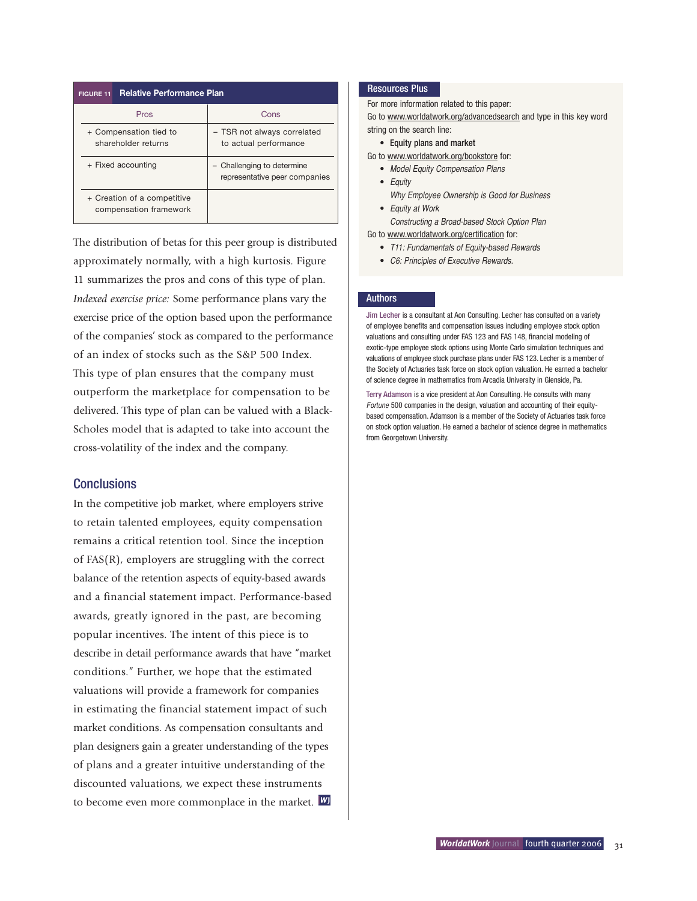**FIGURE 11 Relative Performance Plan**

| Pros | Cons |
|---|---|
| + Compensation tied to shareholder returns | – TSR not always correlated to actual performance |
| + Fixed accounting | – Challenging to determine representative peer companies |
| + Creation of a competitive compensation framework | |

The distribution of betas for this peer group is distributed approximately normally, with a high kurtosis. Figure 11 summarizes the pros and cons of this type of plan.

*Indexed exercise price:* Some performance plans vary the exercise price of the option based upon the performance of the companies' stock as compared to the performance of an index of stocks such as the S&P 500 Index. This type of plan ensures that the company must outperform the marketplace for compensation to be delivered. This type of plan can be valued with a Black-Scholes model that is adapted to take into account the cross-volatility of the index and the company.

## Conclusions

In the competitive job market, where employers strive to retain talented employees, equity compensation remains a critical retention tool. Since the inception of FAS(R), employers are struggling with the correct balance of the retention aspects of equity-based awards and a financial statement impact. Performance-based awards, greatly ignored in the past, are becoming popular incentives. The intent of this piece is to describe in detail performance awards that have "market conditions." Further, we hope that the estimated valuations will provide a framework for companies in estimating the financial statement impact of such market conditions. As compensation consultants and plan designers gain a greater understanding of the types of plans and a greater intuitive understanding of the discounted valuations, we expect these instruments to become even more commonplace in the market.

### Resources Plus

For more information related to this paper:

Go to www.worldatwork.org/advancedsearch and type in this key word string on the search line:

- **Equity plans and market**

Go to www.worldatwork.org/bookstore for:

- *Model Equity Compensation Plans*
- *Equity*
  *Why Employee Ownership is Good for Business*
- *Equity at Work*
  *Constructing a Broad-based Stock Option Plan*

Go to www.worldatwork.org/certification for:

- *T11: Fundamentals of Equity-based Rewards*
- *C6: Principles of Executive Rewards.*

### Authors

Jim Lecher is a consultant at Aon Consulting. Lecher has consulted on a variety of employee benefits and compensation issues including employee stock option valuations and consulting under FAS 123 and FAS 148, financial modeling of exotic-type employee stock options using Monte Carlo simulation techniques and valuations of employee stock purchase plans under FAS 123. Lecher is a member of the Society of Actuaries task force on stock option valuation. He earned a bachelor of science degree in mathematics from Arcadia University in Glenside, Pa.

Terry Adamson is a vice president at Aon Consulting. He consults with many *Fortune* 500 companies in the design, valuation and accounting of their equity-based compensation. Adamson is a member of the Society of Actuaries task force on stock option valuation. He earned a bachelor of science degree in mathematics from Georgetown University.